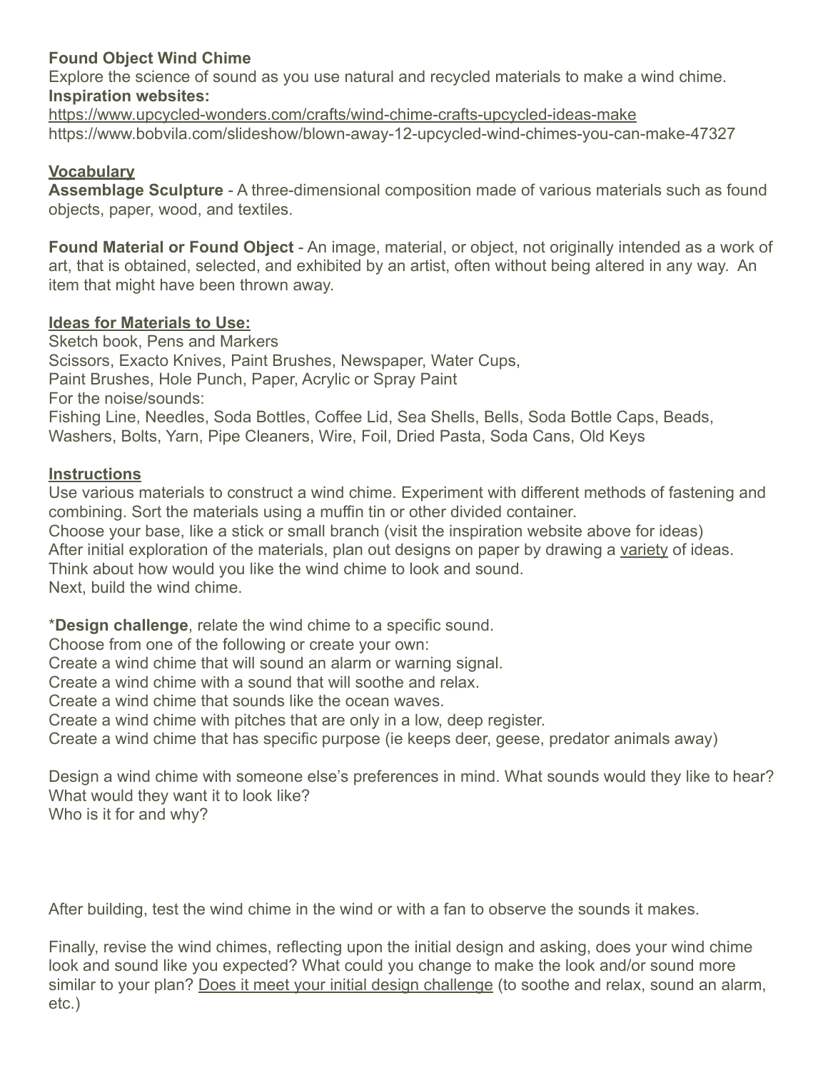**Found Object Wind Chime**
Explore the science of sound as you use natural and recycled materials to make a wind chime.
**Inspiration websites:**
https://www.upcycled-wonders.com/crafts/wind-chime-crafts-upcycled-ideas-make
https://www.bobvila.com/slideshow/blown-away-12-upcycled-wind-chimes-you-can-make-47327

**Vocabulary**

**Assemblage Sculpture** - A three-dimensional composition made of various materials such as found objects, paper, wood, and textiles.

**Found Material or Found Object** - An image, material, or object, not originally intended as a work of art, that is obtained, selected, and exhibited by an artist, often without being altered in any way. An item that might have been thrown away.

**Ideas for Materials to Use:**
Sketch book, Pens and Markers
Scissors, Exacto Knives, Paint Brushes, Newspaper, Water Cups,
Paint Brushes, Hole Punch, Paper, Acrylic or Spray Paint
For the noise/sounds:
Fishing Line, Needles, Soda Bottles, Coffee Lid, Sea Shells, Bells, Soda Bottle Caps, Beads, Washers, Bolts, Yarn, Pipe Cleaners, Wire, Foil, Dried Pasta, Soda Cans, Old Keys

**Instructions**
Use various materials to construct a wind chime. Experiment with different methods of fastening and combining. Sort the materials using a muffin tin or other divided container.
Choose your base, like a stick or small branch (visit the inspiration website above for ideas)
After initial exploration of the materials, plan out designs on paper by drawing a variety of ideas.
Think about how would you like the wind chime to look and sound.
Next, build the wind chime.

*__Design challenge__, relate the wind chime to a specific sound.
Choose from one of the following or create your own:
Create a wind chime that will sound an alarm or warning signal.
Create a wind chime with a sound that will soothe and relax.
Create a wind chime that sounds like the ocean waves.
Create a wind chime with pitches that are only in a low, deep register.
Create a wind chime that has specific purpose (ie keeps deer, geese, predator animals away)

Design a wind chime with someone else's preferences in mind. What sounds would they like to hear? What would they want it to look like?
Who is it for and why?

After building, test the wind chime in the wind or with a fan to observe the sounds it makes.

Finally, revise the wind chimes, reflecting upon the initial design and asking, does your wind chime look and sound like you expected? What could you change to make the look and/or sound more similar to your plan? Does it meet your initial design challenge (to soothe and relax, sound an alarm, etc.)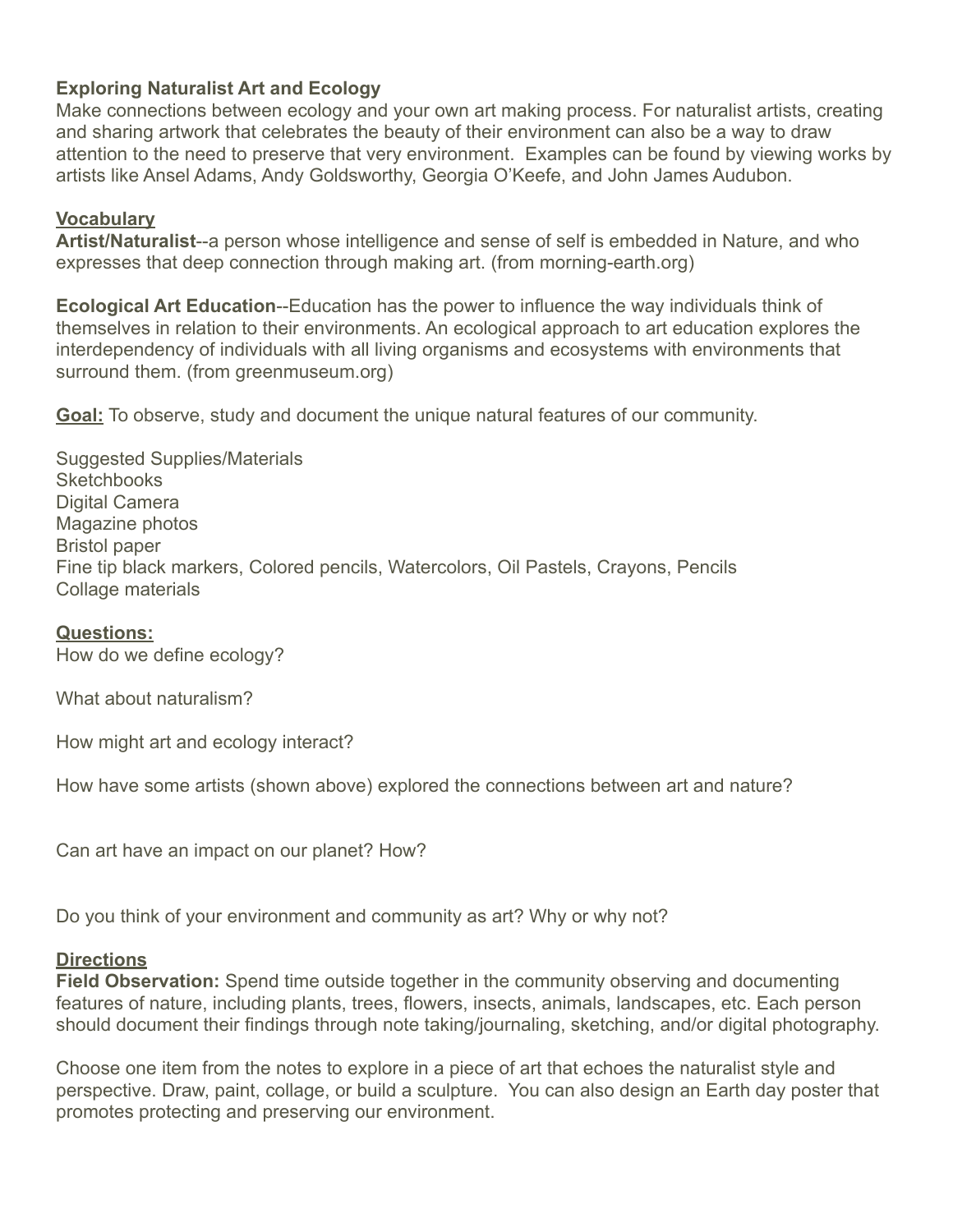**Exploring Naturalist Art and Ecology**
Make connections between ecology and your own art making process. For naturalist artists, creating and sharing artwork that celebrates the beauty of their environment can also be a way to draw attention to the need to preserve that very environment. Examples can be found by viewing works by artists like Ansel Adams, Andy Goldsworthy, Georgia O'Keefe, and John James Audubon.

**Vocabulary**

**Artist/Naturalist**--a person whose intelligence and sense of self is embedded in Nature, and who expresses that deep connection through making art. (from morning-earth.org)

**Ecological Art Education**--Education has the power to influence the way individuals think of themselves in relation to their environments. An ecological approach to art education explores the interdependency of individuals with all living organisms and ecosystems with environments that surround them. (from greenmuseum.org)

**Goal:** To observe, study and document the unique natural features of our community.

Suggested Supplies/Materials
Sketchbooks
Digital Camera
Magazine photos
Bristol paper
Fine tip black markers, Colored pencils, Watercolors, Oil Pastels, Crayons, Pencils
Collage materials

**Questions:**

How do we define ecology?

What about naturalism?

How might art and ecology interact?

How have some artists (shown above) explored the connections between art and nature?

Can art have an impact on our planet? How?

Do you think of your environment and community as art? Why or why not?

**Directions**

**Field Observation:** Spend time outside together in the community observing and documenting features of nature, including plants, trees, flowers, insects, animals, landscapes, etc. Each person should document their findings through note taking/journaling, sketching, and/or digital photography.

Choose one item from the notes to explore in a piece of art that echoes the naturalist style and perspective. Draw, paint, collage, or build a sculpture. You can also design an Earth day poster that promotes protecting and preserving our environment.